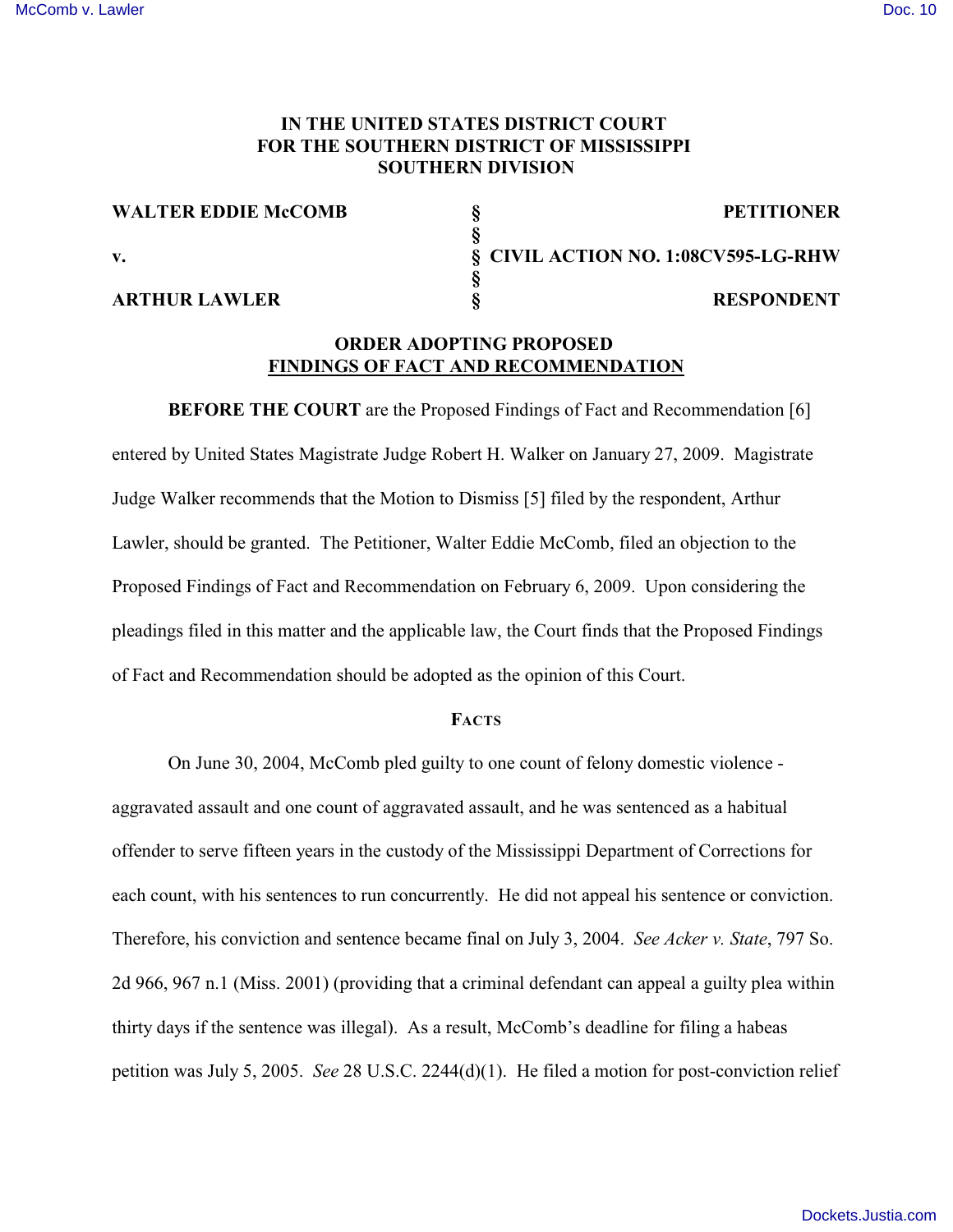# IN THE UNITED STATES DISTRICT COURT FOR THE SOUTHERN DISTRICT OF MISSISSIPPI SOUTHERN DIVISION

| | | |
|---|---|---|
| **WALTER EDDIE McCOMB** | § | **PETITIONER** |
| | § | |
| **v.** | § | **CIVIL ACTION NO. 1:08CV595-LG-RHW** |
| | § | |
| **ARTHUR LAWLER** | § | **RESPONDENT** |

## ORDER ADOPTING PROPOSED FINDINGS OF FACT AND RECOMMENDATION

**BEFORE THE COURT** are the Proposed Findings of Fact and Recommendation [6] entered by United States Magistrate Judge Robert H. Walker on January 27, 2009. Magistrate Judge Walker recommends that the Motion to Dismiss [5] filed by the respondent, Arthur Lawler, should be granted. The Petitioner, Walter Eddie McComb, filed an objection to the Proposed Findings of Fact and Recommendation on February 6, 2009. Upon considering the pleadings filed in this matter and the applicable law, the Court finds that the Proposed Findings of Fact and Recommendation should be adopted as the opinion of this Court.

### FACTS

On June 30, 2004, McComb pled guilty to one count of felony domestic violence - aggravated assault and one count of aggravated assault, and he was sentenced as a habitual offender to serve fifteen years in the custody of the Mississippi Department of Corrections for each count, with his sentences to run concurrently. He did not appeal his sentence or conviction. Therefore, his conviction and sentence became final on July 3, 2004. *See Acker v. State*, 797 So. 2d 966, 967 n.1 (Miss. 2001) (providing that a criminal defendant can appeal a guilty plea within thirty days if the sentence was illegal). As a result, McComb's deadline for filing a habeas petition was July 5, 2005. *See* 28 U.S.C. 2244(d)(1). He filed a motion for post-conviction relief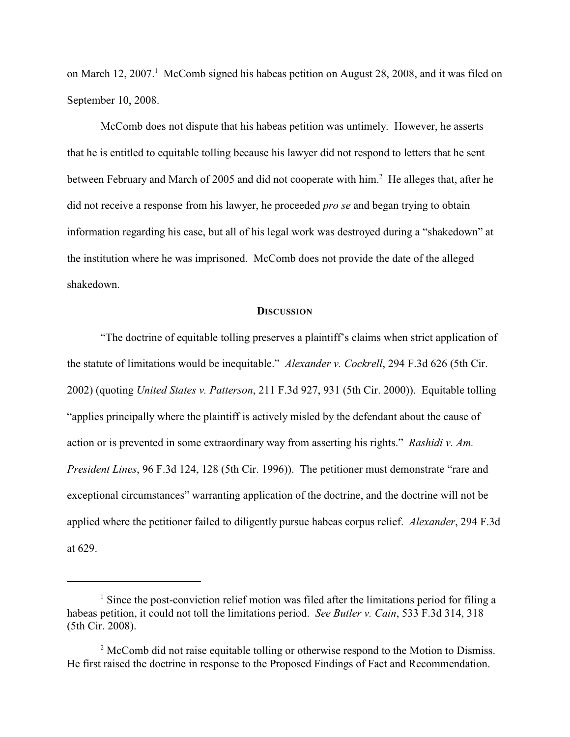on March 12, 2007.[1] McComb signed his habeas petition on August 28, 2008, and it was filed on September 10, 2008.

McComb does not dispute that his habeas petition was untimely. However, he asserts that he is entitled to equitable tolling because his lawyer did not respond to letters that he sent between February and March of 2005 and did not cooperate with him.[2] He alleges that, after he did not receive a response from his lawyer, he proceeded *pro se* and began trying to obtain information regarding his case, but all of his legal work was destroyed during a "shakedown" at the institution where he was imprisoned. McComb does not provide the date of the alleged shakedown.

## DISCUSSION

"The doctrine of equitable tolling preserves a plaintiff's claims when strict application of the statute of limitations would be inequitable." *Alexander v. Cockrell*, 294 F.3d 626 (5th Cir. 2002) (quoting *United States v. Patterson*, 211 F.3d 927, 931 (5th Cir. 2000)). Equitable tolling "applies principally where the plaintiff is actively misled by the defendant about the cause of action or is prevented in some extraordinary way from asserting his rights." *Rashidi v. Am. President Lines*, 96 F.3d 124, 128 (5th Cir. 1996)). The petitioner must demonstrate "rare and exceptional circumstances" warranting application of the doctrine, and the doctrine will not be applied where the petitioner failed to diligently pursue habeas corpus relief. *Alexander*, 294 F.3d at 629.

---

[1] Since the post-conviction relief motion was filed after the limitations period for filing a habeas petition, it could not toll the limitations period. *See Butler v. Cain*, 533 F.3d 314, 318 (5th Cir. 2008).

[2] McComb did not raise equitable tolling or otherwise respond to the Motion to Dismiss. He first raised the doctrine in response to the Proposed Findings of Fact and Recommendation.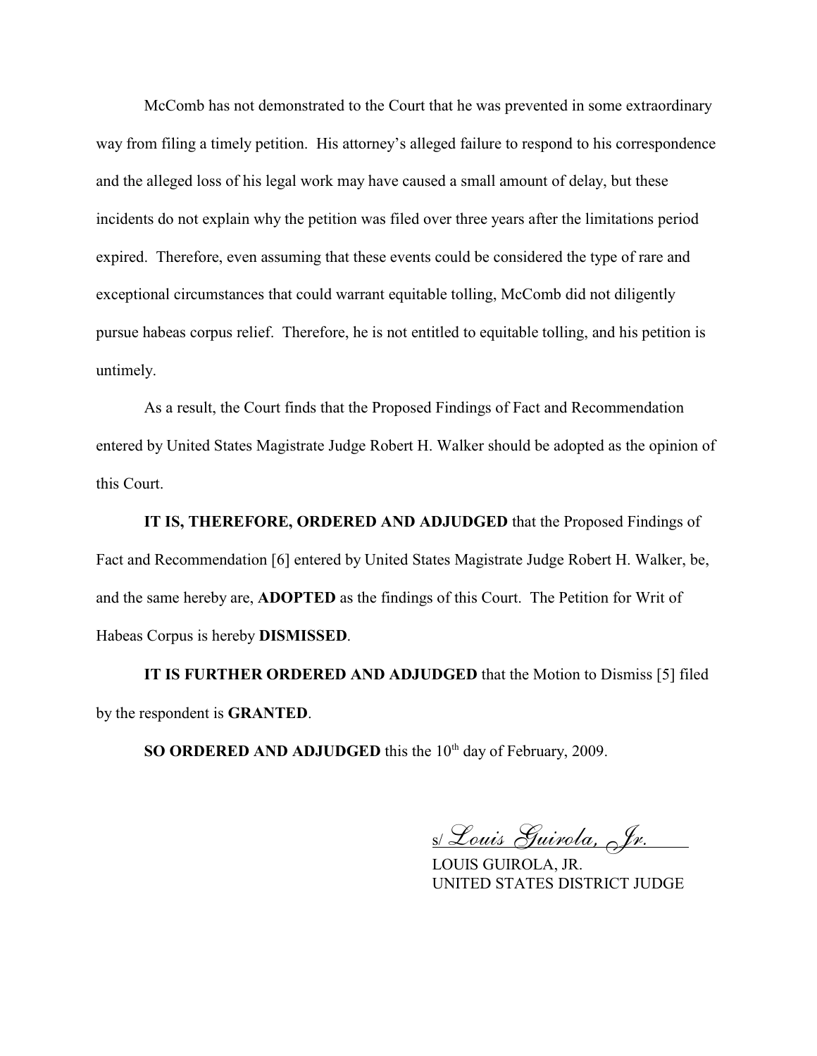McComb has not demonstrated to the Court that he was prevented in some extraordinary way from filing a timely petition. His attorney's alleged failure to respond to his correspondence and the alleged loss of his legal work may have caused a small amount of delay, but these incidents do not explain why the petition was filed over three years after the limitations period expired. Therefore, even assuming that these events could be considered the type of rare and exceptional circumstances that could warrant equitable tolling, McComb did not diligently pursue habeas corpus relief. Therefore, he is not entitled to equitable tolling, and his petition is untimely.

As a result, the Court finds that the Proposed Findings of Fact and Recommendation entered by United States Magistrate Judge Robert H. Walker should be adopted as the opinion of this Court.

**IT IS, THEREFORE, ORDERED AND ADJUDGED** that the Proposed Findings of Fact and Recommendation [6] entered by United States Magistrate Judge Robert H. Walker, be, and the same hereby are, **ADOPTED** as the findings of this Court. The Petition for Writ of Habeas Corpus is hereby **DISMISSED**.

**IT IS FURTHER ORDERED AND ADJUDGED** that the Motion to Dismiss [5] filed by the respondent is **GRANTED**.

**SO ORDERED AND ADJUDGED** this the 10th day of February, 2009.

s/ *Louis Guirola, Jr.*

LOUIS GUIROLA, JR.
UNITED STATES DISTRICT JUDGE